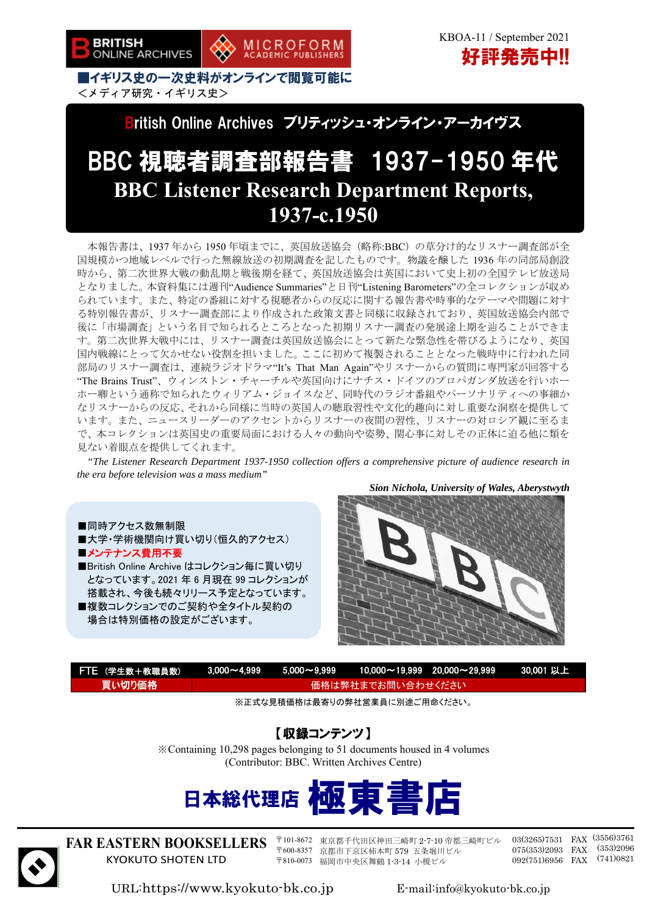BRITISH ONLINE ARCHIVES　MICROFORM ACADEMIC PUBLISHERS

KBOA-11 / September 2021

**好評発売中!!**

**■イギリス史の一次史料がオンラインで閲覧可能に**
<メディア研究・イギリス史>

British Online Archives ブリティッシュ・オンライン・アーカイヴス

# BBC 視聴者調査部報告書　1937-1950 年代
# BBC Listener Research Department Reports, 1937-c.1950

本報告書は、1937 年から 1950 年頃までに、英国放送協会（略称:BBC）の草分け的なリスナー調査部が全国規模かつ地域レベルで行った無線放送の初期調査を記したものです。物議を醸した 1936 年の同部局創設時から、第二次世界大戦の動乱期と戦後期を経て、英国放送協会は英国において史上初の全国テレビ放送局となりました。本資料集には週刊“Audience Summaries”と日刊“Listening Barometers”の全コレクションが収められています。また、特定の番組に対する視聴者からの反応に関する報告書や時事的なテーマや問題に対する特別報告書が、リスナー調査部により作成された政策文書と同様に収録されており、英国放送協会内部で後に「市場調査」という名目で知られるところとなった初期リスナー調査の発展途上期を辿ることができます。第二次世界大戦中には、リスナー調査は英国放送協会にとって新たな緊急性を帯びるようになり、英国国内戦線にとって欠かせない役割を担いました。ここに初めて複製されることとなった戦時中に行われた同部局のリスナー調査は、連続ラジオドラマ“It's That Man Again”やリスナーからの質問に専門家が回答する“The Brains Trust”、ウィンストン・チャーチルや英国向けにナチス・ドイツのプロパガンダ放送を行いホーホー卿という通称で知られたウィリアム・ジョイスなど、同時代のラジオ番組やパーソナリティへの事細かなリスナーからの反応、それから同様に当時の英国人の聴取習性や文化的趣向に対し重要な洞察を提供しています。また、ニュースリーダーのアクセントからリスナーの夜間の習性、リスナーの対ロシア観に至るまで、本コレクションは英国史の重要局面における人々の動向や姿勢、関心事に対しその正体に迫る他に類を見ない着眼点を提供してくれます。

*“The Listener Research Department 1937-1950 collection offers a comprehensive picture of audience research in the era before television was a mass medium”*

***Sion Nichola, University of Wales, Aberystwyth***

- ■同時アクセス数無制限
- ■大学・学術機関向け買い切り(恒久的アクセス)
- ■**メンテナンス費用不要**
- ■British Online Archive はコレクション毎に買い切りとなっています。2021 年 6 月現在 99 コレクションが搭載され、今後も続々リリース予定となっています。
- ■複数コレクションでのご契約や全タイトル契約の場合は特別価格の設定がございます。

| FTE（学生数＋教職員数） | 3,000～4,999 | 5,000～9,999 | 10,000～19,999 | 20,000～29,999 | 30,001 以上 |
|---|---|---|---|---|---|
| 買い切り価格 | 価格は弊社までお問い合わせください | | | | |

※正式な見積価格は最寄りの弊社営業員に別途ご用命ください。

## 【収録コンテンツ】

※Containing 10,298 pages belonging to 51 documents housed in 4 volumes
(Contributor: BBC. Written Archives Centre)

**日本総代理店 極東書店**

FAR EASTERN BOOKSELLERS
KYOKUTO SHOTEN LTD

〒101-8672　東京都千代田区神田三崎町 2-7-10 帝都三崎町ビル　03(3265)7531　FAX (3556)3761
〒600-8357　京都市下京区柿本町 579　五条堀川ビル　075(353)2093　FAX (353)2096
〒810-0073　福岡市中央区舞鶴 1-3-14　小榎ビル　092(751)6956　FAX (741)0821

URL:https://www.kyokuto-bk.co.jp　E-mail:info@kyokuto-bk.co.jp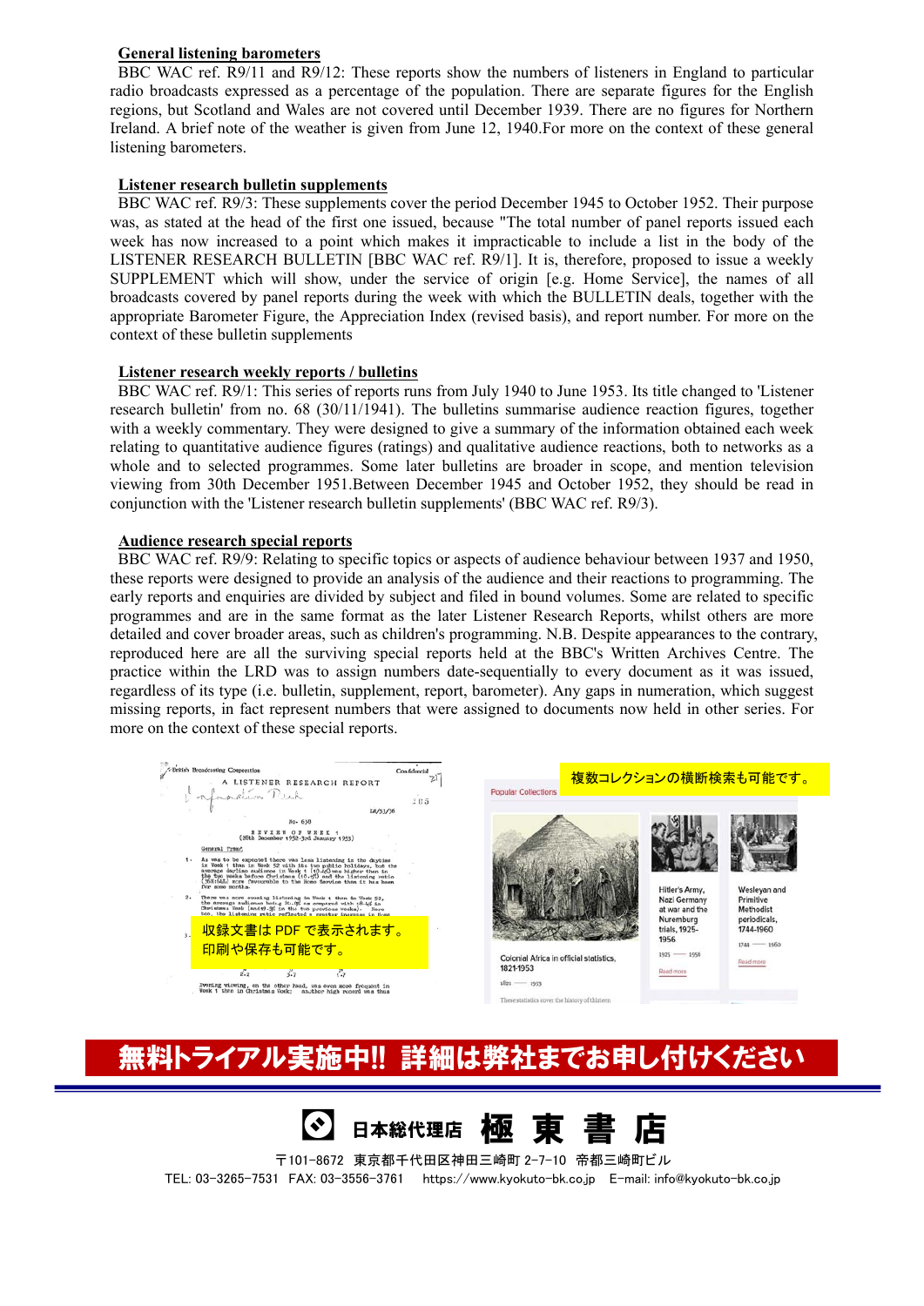## General listening barometers

BBC WAC ref. R9/11 and R9/12: These reports show the numbers of listeners in England to particular radio broadcasts expressed as a percentage of the population. There are separate figures for the English regions, but Scotland and Wales are not covered until December 1939. There are no figures for Northern Ireland. A brief note of the weather is given from June 12, 1940.For more on the context of these general listening barometers.

## Listener research bulletin supplements

BBC WAC ref. R9/3: These supplements cover the period December 1945 to October 1952. Their purpose was, as stated at the head of the first one issued, because "The total number of panel reports issued each week has now increased to a point which makes it impracticable to include a list in the body of the LISTENER RESEARCH BULLETIN [BBC WAC ref. R9/1]. It is, therefore, proposed to issue a weekly SUPPLEMENT which will show, under the service of origin [e.g. Home Service], the names of all broadcasts covered by panel reports during the week with which the BULLETIN deals, together with the appropriate Barometer Figure, the Appreciation Index (revised basis), and report number. For more on the context of these bulletin supplements

## Listener research weekly reports / bulletins

BBC WAC ref. R9/1: This series of reports runs from July 1940 to June 1953. Its title changed to 'Listener research bulletin' from no. 68 (30/11/1941). The bulletins summarise audience reaction figures, together with a weekly commentary. They were designed to give a summary of the information obtained each week relating to quantitative audience figures (ratings) and qualitative audience reactions, both to networks as a whole and to selected programmes. Some later bulletins are broader in scope, and mention television viewing from 30th December 1951.Between December 1945 and October 1952, they should be read in conjunction with the 'Listener research bulletin supplements' (BBC WAC ref. R9/3).

## Audience research special reports

BBC WAC ref. R9/9: Relating to specific topics or aspects of audience behaviour between 1937 and 1950, these reports were designed to provide an analysis of the audience and their reactions to programming. The early reports and enquiries are divided by subject and filed in bound volumes. Some are related to specific programmes and are in the same format as the later Listener Research Reports, whilst others are more detailed and cover broader areas, such as children's programming. N.B. Despite appearances to the contrary, reproduced here are all the surviving special reports held at the BBC's Written Archives Centre. The practice within the LRD was to assign numbers date-sequentially to every document as it was issued, regardless of its type (i.e. bulletin, supplement, report, barometer). Any gaps in numeration, which suggest missing reports, in fact represent numbers that were assigned to documents now held in other series. For more on the context of these special reports.

収録文書は PDF で表示されます。
印刷や保存も可能です。

複数コレクションの横断検索も可能です。

**無料トライアル実施中!! 詳細は弊社までお申し付けください**

日本総代理店 **極 東 書 店**

〒101-8672 東京都千代田区神田三崎町 2-7-10 帝都三崎町ビル

TEL: 03-3265-7531 FAX: 03-3556-3761 https://www.kyokuto-bk.co.jp E-mail: info@kyokuto-bk.co.jp